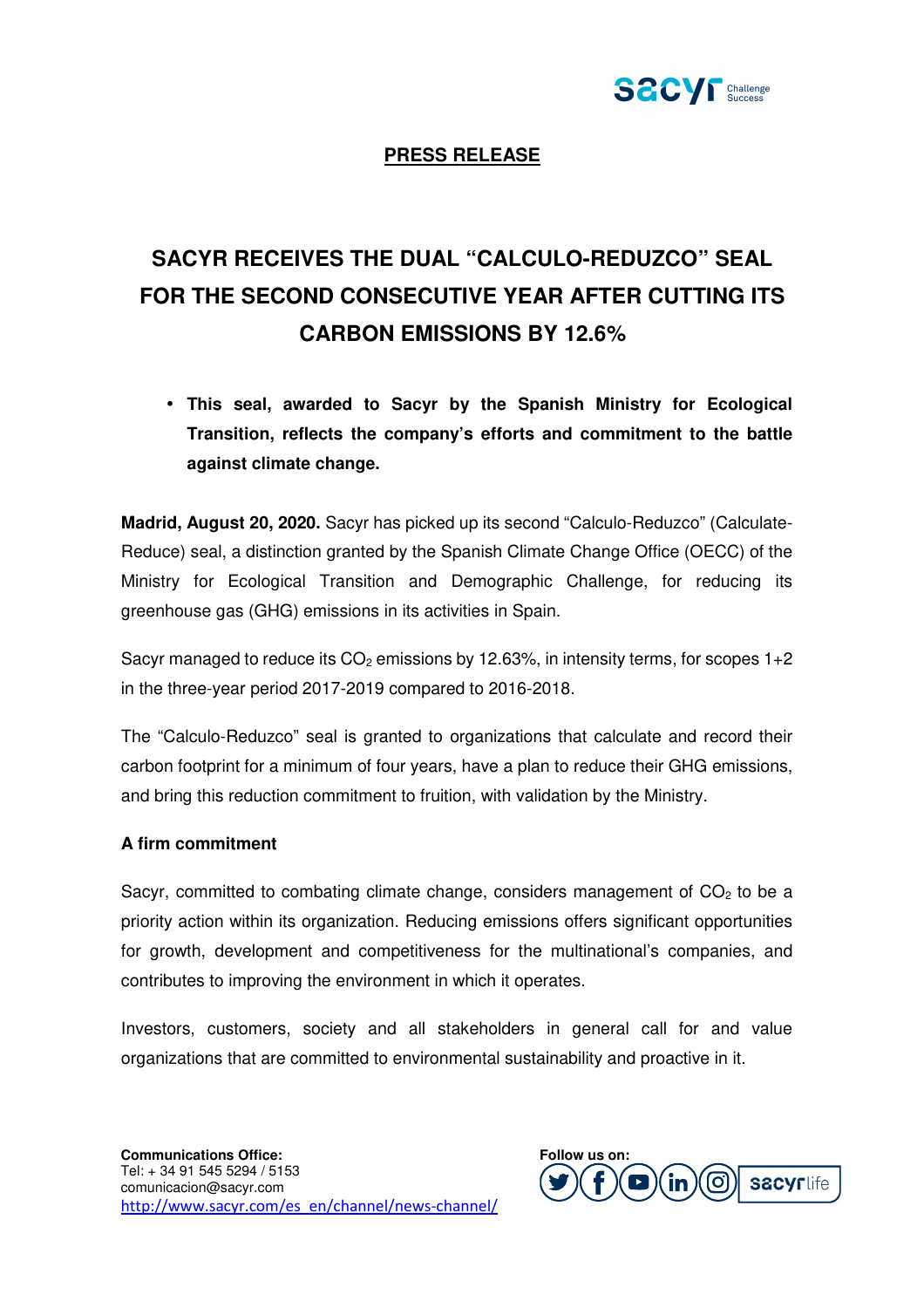**PRESS RELEASE**

# SACYR RECEIVES THE DUAL "CALCULO-REDUZCO" SEAL FOR THE SECOND CONSECUTIVE YEAR AFTER CUTTING ITS CARBON EMISSIONS BY 12.6%

- **This seal, awarded to Sacyr by the Spanish Ministry for Ecological Transition, reflects the company's efforts and commitment to the battle against climate change.**

**Madrid, August 20, 2020.** Sacyr has picked up its second "Calculo-Reduzco" (Calculate-Reduce) seal, a distinction granted by the Spanish Climate Change Office (OECC) of the Ministry for Ecological Transition and Demographic Challenge, for reducing its greenhouse gas (GHG) emissions in its activities in Spain.

Sacyr managed to reduce its $CO_2$ emissions by 12.63%, in intensity terms, for scopes 1+2 in the three-year period 2017-2019 compared to 2016-2018.

The "Calculo-Reduzco" seal is granted to organizations that calculate and record their carbon footprint for a minimum of four years, have a plan to reduce their GHG emissions, and bring this reduction commitment to fruition, with validation by the Ministry.

**A firm commitment**

Sacyr, committed to combating climate change, considers management of $CO_2$ to be a priority action within its organization. Reducing emissions offers significant opportunities for growth, development and competitiveness for the multinational's companies, and contributes to improving the environment in which it operates.

Investors, customers, society and all stakeholders in general call for and value organizations that are committed to environmental sustainability and proactive in it.

**Communications Office:**
Tel: + 34 91 545 5294 / 5153
comunicacion@sacyr.com
http://www.sacyr.com/es_en/channel/news-channel/

**Follow us on:**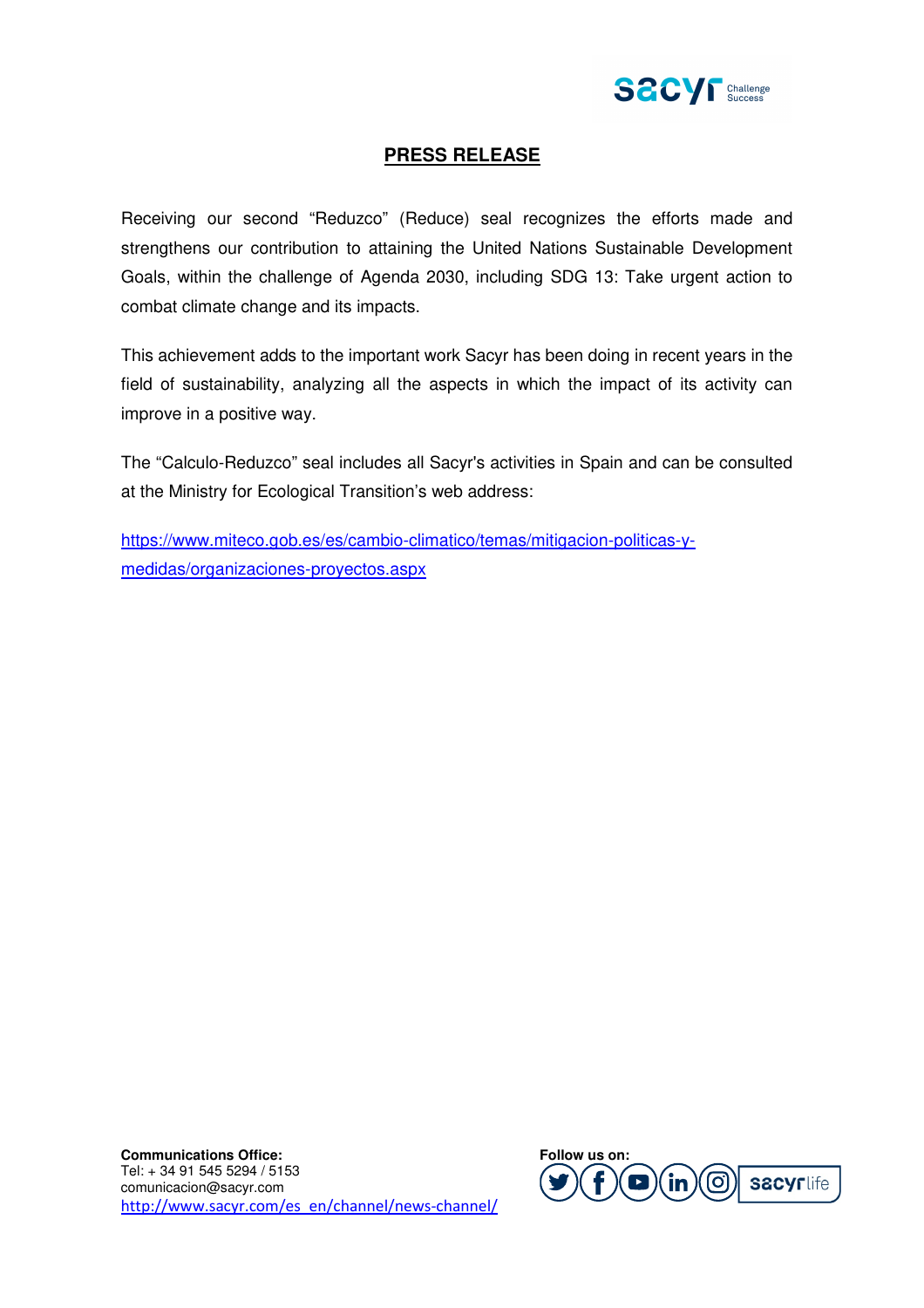## PRESS RELEASE

Receiving our second "Reduzco" (Reduce) seal recognizes the efforts made and strengthens our contribution to attaining the United Nations Sustainable Development Goals, within the challenge of Agenda 2030, including SDG 13: Take urgent action to combat climate change and its impacts.

This achievement adds to the important work Sacyr has been doing in recent years in the field of sustainability, analyzing all the aspects in which the impact of its activity can improve in a positive way.

The "Calculo-Reduzco" seal includes all Sacyr's activities in Spain and can be consulted at the Ministry for Ecological Transition's web address:

https://www.miteco.gob.es/es/cambio-climatico/temas/mitigacion-politicas-y-medidas/organizaciones-proyectos.aspx

**Communications Office:**
Tel: + 34 91 545 5294 / 5153
comunicacion@sacyr.com
http://www.sacyr.com/es_en/channel/news-channel/

**Follow us on:**